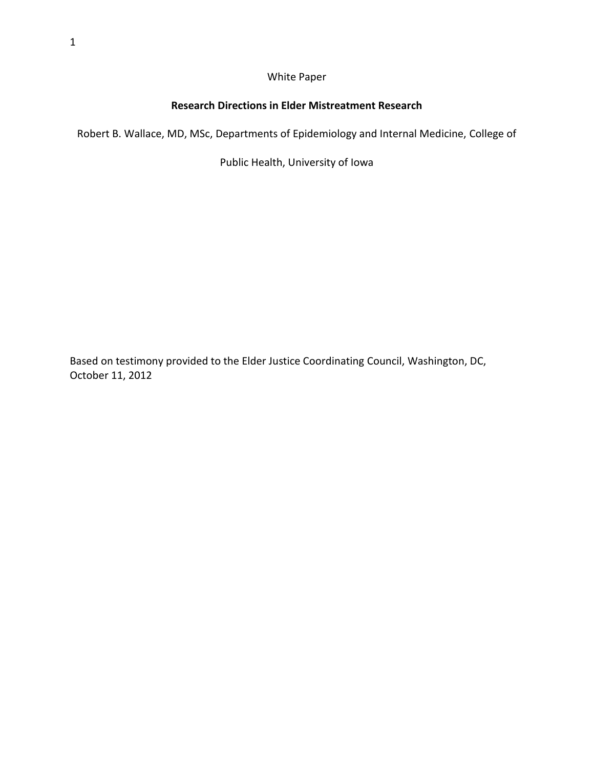White Paper

# Research Directions in Elder Mistreatment Research

Robert B. Wallace, MD, MSc, Departments of Epidemiology and Internal Medicine, College of Public Health, University of Iowa

Based on testimony provided to the Elder Justice Coordinating Council, Washington, DC, October 11, 2012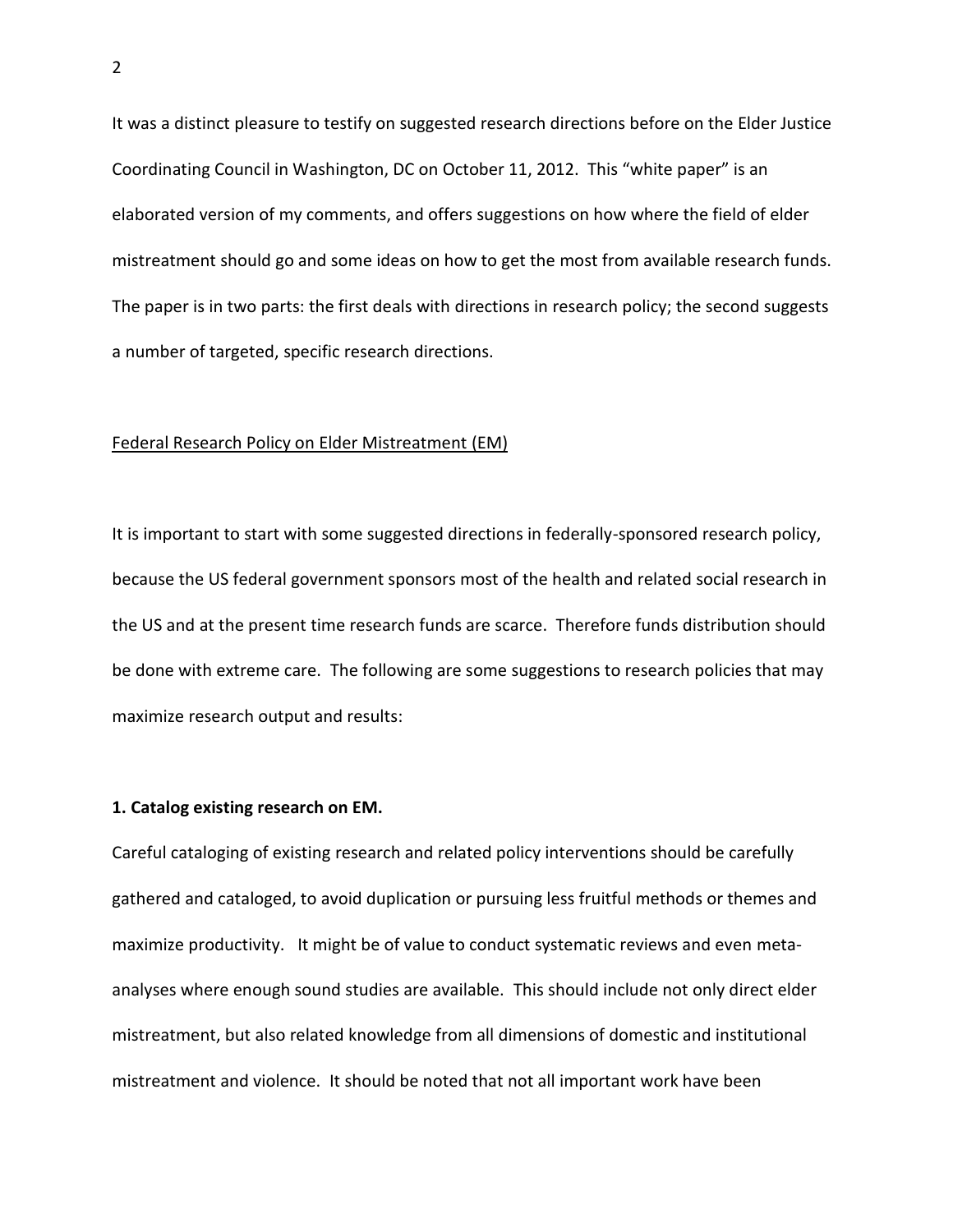It was a distinct pleasure to testify on suggested research directions before on the Elder Justice Coordinating Council in Washington, DC on October 11, 2012. This "white paper" is an elaborated version of my comments, and offers suggestions on how where the field of elder mistreatment should go and some ideas on how to get the most from available research funds. The paper is in two parts: the first deals with directions in research policy; the second suggests a number of targeted, specific research directions.

<u>Federal Research Policy on Elder Mistreatment (EM)</u>

It is important to start with some suggested directions in federally-sponsored research policy, because the US federal government sponsors most of the health and related social research in the US and at the present time research funds are scarce. Therefore funds distribution should be done with extreme care. The following are some suggestions to research policies that may maximize research output and results:

**1. Catalog existing research on EM.**

Careful cataloging of existing research and related policy interventions should be carefully gathered and cataloged, to avoid duplication or pursuing less fruitful methods or themes and maximize productivity. It might be of value to conduct systematic reviews and even meta-analyses where enough sound studies are available. This should include not only direct elder mistreatment, but also related knowledge from all dimensions of domestic and institutional mistreatment and violence. It should be noted that not all important work have been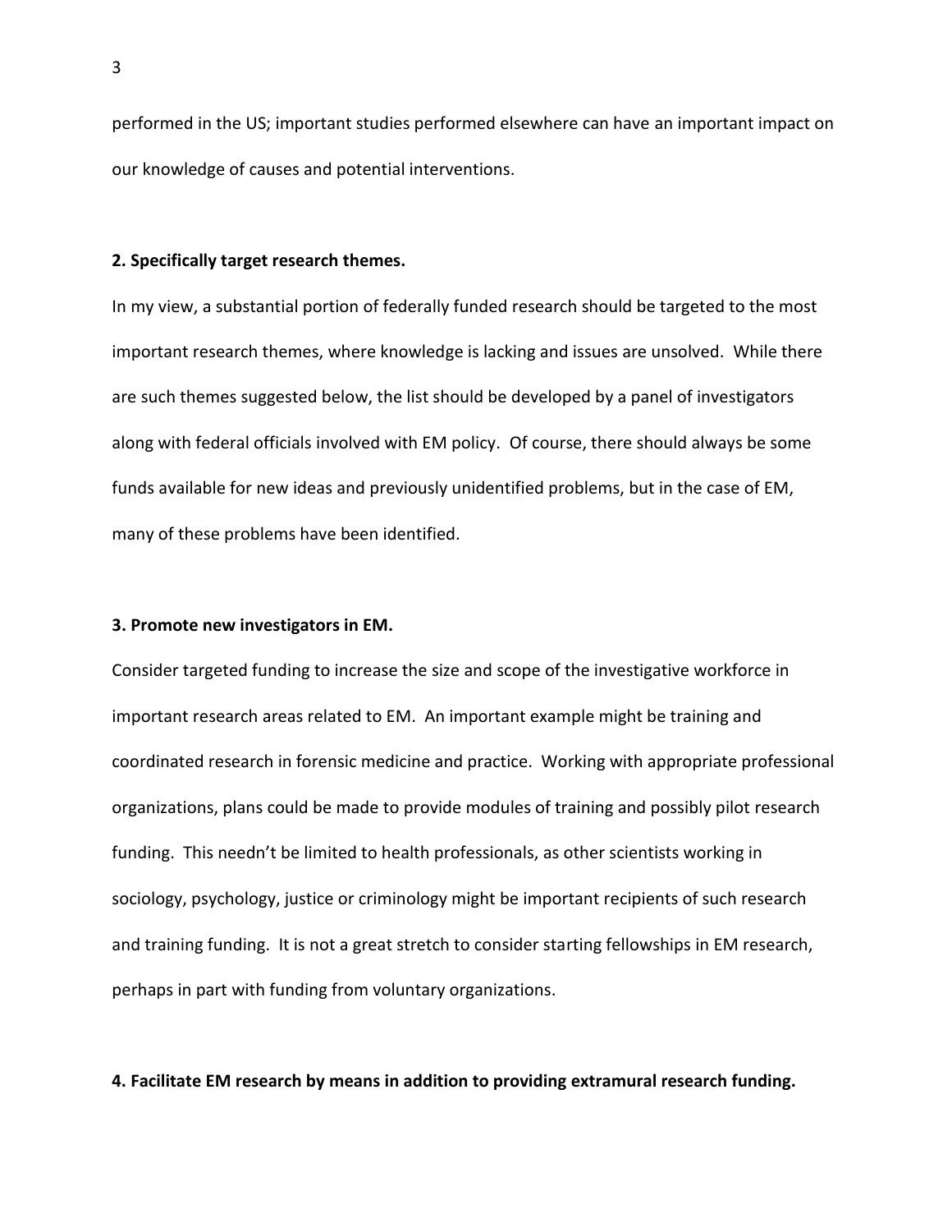performed in the US; important studies performed elsewhere can have an important impact on our knowledge of causes and potential interventions.

**2. Specifically target research themes.**

In my view, a substantial portion of federally funded research should be targeted to the most important research themes, where knowledge is lacking and issues are unsolved. While there are such themes suggested below, the list should be developed by a panel of investigators along with federal officials involved with EM policy. Of course, there should always be some funds available for new ideas and previously unidentified problems, but in the case of EM, many of these problems have been identified.

**3. Promote new investigators in EM.**

Consider targeted funding to increase the size and scope of the investigative workforce in important research areas related to EM. An important example might be training and coordinated research in forensic medicine and practice. Working with appropriate professional organizations, plans could be made to provide modules of training and possibly pilot research funding. This needn't be limited to health professionals, as other scientists working in sociology, psychology, justice or criminology might be important recipients of such research and training funding. It is not a great stretch to consider starting fellowships in EM research, perhaps in part with funding from voluntary organizations.

**4. Facilitate EM research by means in addition to providing extramural research funding.**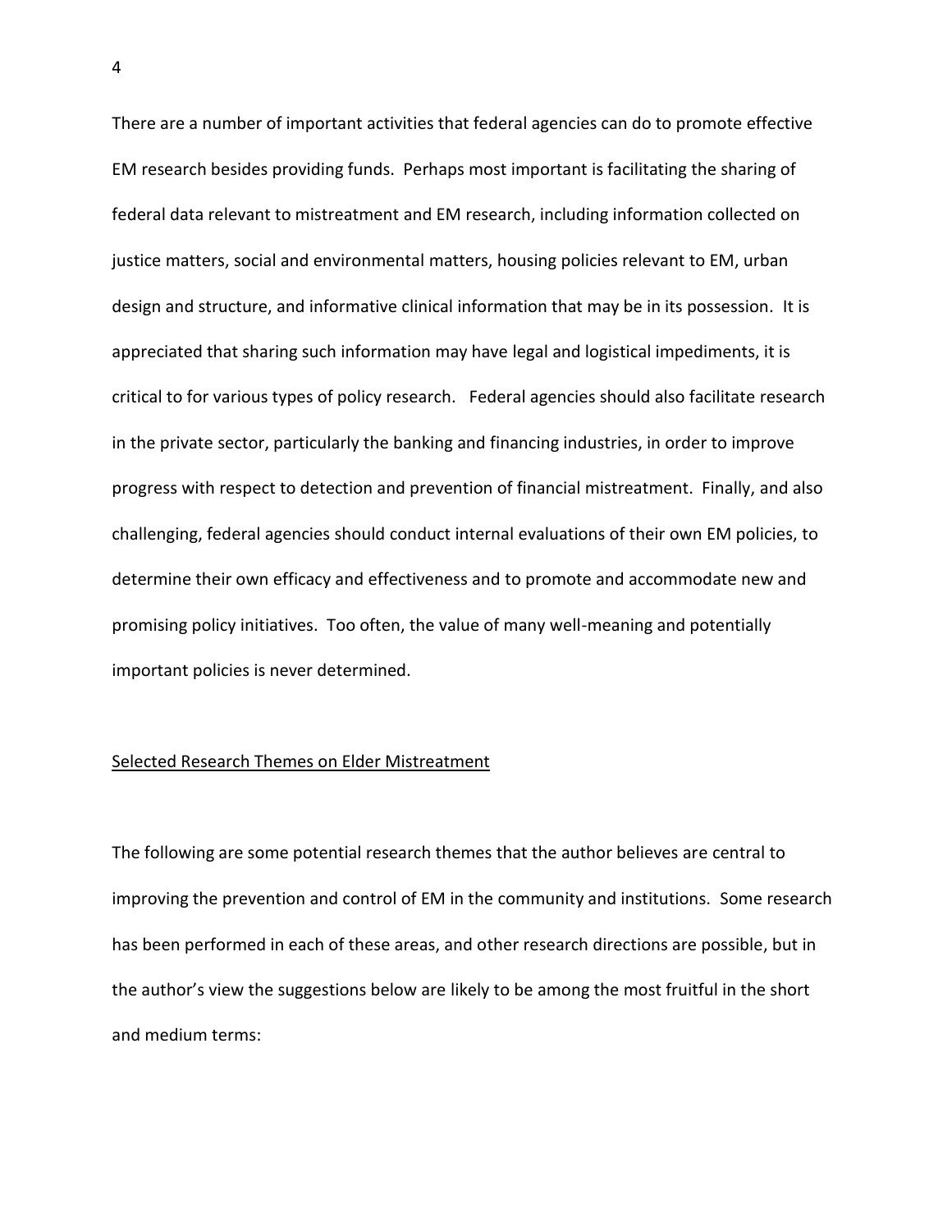There are a number of important activities that federal agencies can do to promote effective EM research besides providing funds. Perhaps most important is facilitating the sharing of federal data relevant to mistreatment and EM research, including information collected on justice matters, social and environmental matters, housing policies relevant to EM, urban design and structure, and informative clinical information that may be in its possession. It is appreciated that sharing such information may have legal and logistical impediments, it is critical to for various types of policy research. Federal agencies should also facilitate research in the private sector, particularly the banking and financing industries, in order to improve progress with respect to detection and prevention of financial mistreatment. Finally, and also challenging, federal agencies should conduct internal evaluations of their own EM policies, to determine their own efficacy and effectiveness and to promote and accommodate new and promising policy initiatives. Too often, the value of many well-meaning and potentially important policies is never determined.

## Selected Research Themes on Elder Mistreatment

The following are some potential research themes that the author believes are central to improving the prevention and control of EM in the community and institutions. Some research has been performed in each of these areas, and other research directions are possible, but in the author's view the suggestions below are likely to be among the most fruitful in the short and medium terms: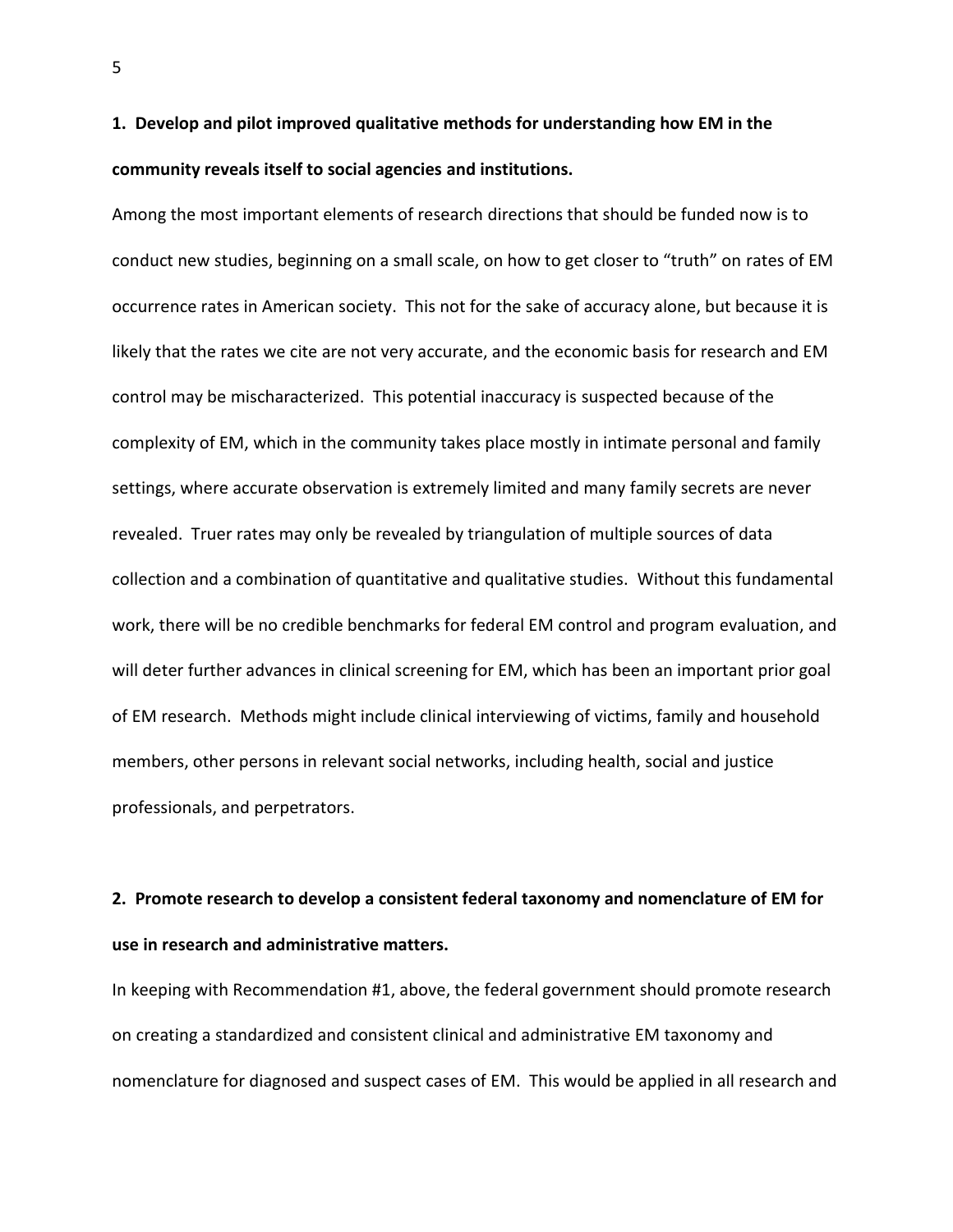**1. Develop and pilot improved qualitative methods for understanding how EM in the community reveals itself to social agencies and institutions.**

Among the most important elements of research directions that should be funded now is to conduct new studies, beginning on a small scale, on how to get closer to "truth" on rates of EM occurrence rates in American society. This not for the sake of accuracy alone, but because it is likely that the rates we cite are not very accurate, and the economic basis for research and EM control may be mischaracterized. This potential inaccuracy is suspected because of the complexity of EM, which in the community takes place mostly in intimate personal and family settings, where accurate observation is extremely limited and many family secrets are never revealed. Truer rates may only be revealed by triangulation of multiple sources of data collection and a combination of quantitative and qualitative studies. Without this fundamental work, there will be no credible benchmarks for federal EM control and program evaluation, and will deter further advances in clinical screening for EM, which has been an important prior goal of EM research. Methods might include clinical interviewing of victims, family and household members, other persons in relevant social networks, including health, social and justice professionals, and perpetrators.

**2. Promote research to develop a consistent federal taxonomy and nomenclature of EM for use in research and administrative matters.**

In keeping with Recommendation #1, above, the federal government should promote research on creating a standardized and consistent clinical and administrative EM taxonomy and nomenclature for diagnosed and suspect cases of EM. This would be applied in all research and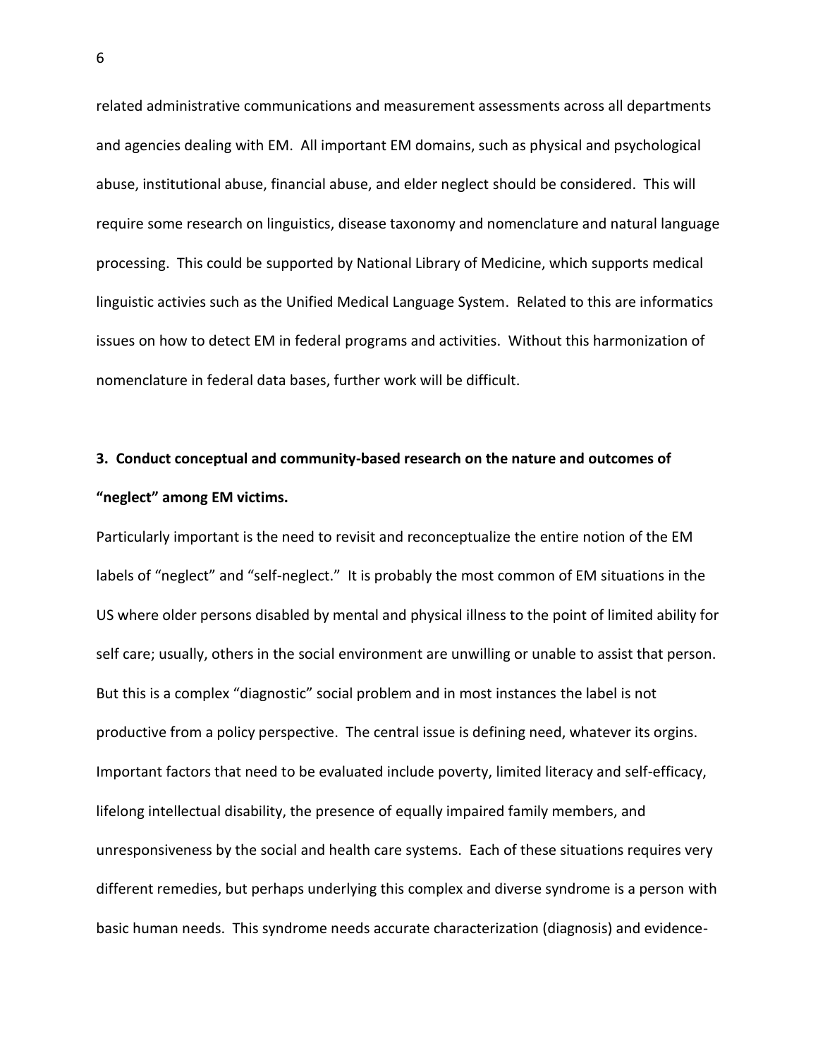related administrative communications and measurement assessments across all departments and agencies dealing with EM. All important EM domains, such as physical and psychological abuse, institutional abuse, financial abuse, and elder neglect should be considered. This will require some research on linguistics, disease taxonomy and nomenclature and natural language processing. This could be supported by National Library of Medicine, which supports medical linguistic activies such as the Unified Medical Language System. Related to this are informatics issues on how to detect EM in federal programs and activities. Without this harmonization of nomenclature in federal data bases, further work will be difficult.

**3. Conduct conceptual and community-based research on the nature and outcomes of "neglect" among EM victims.**

Particularly important is the need to revisit and reconceptualize the entire notion of the EM labels of "neglect" and "self-neglect." It is probably the most common of EM situations in the US where older persons disabled by mental and physical illness to the point of limited ability for self care; usually, others in the social environment are unwilling or unable to assist that person. But this is a complex "diagnostic" social problem and in most instances the label is not productive from a policy perspective. The central issue is defining need, whatever its orgins. Important factors that need to be evaluated include poverty, limited literacy and self-efficacy, lifelong intellectual disability, the presence of equally impaired family members, and unresponsiveness by the social and health care systems. Each of these situations requires very different remedies, but perhaps underlying this complex and diverse syndrome is a person with basic human needs. This syndrome needs accurate characterization (diagnosis) and evidence-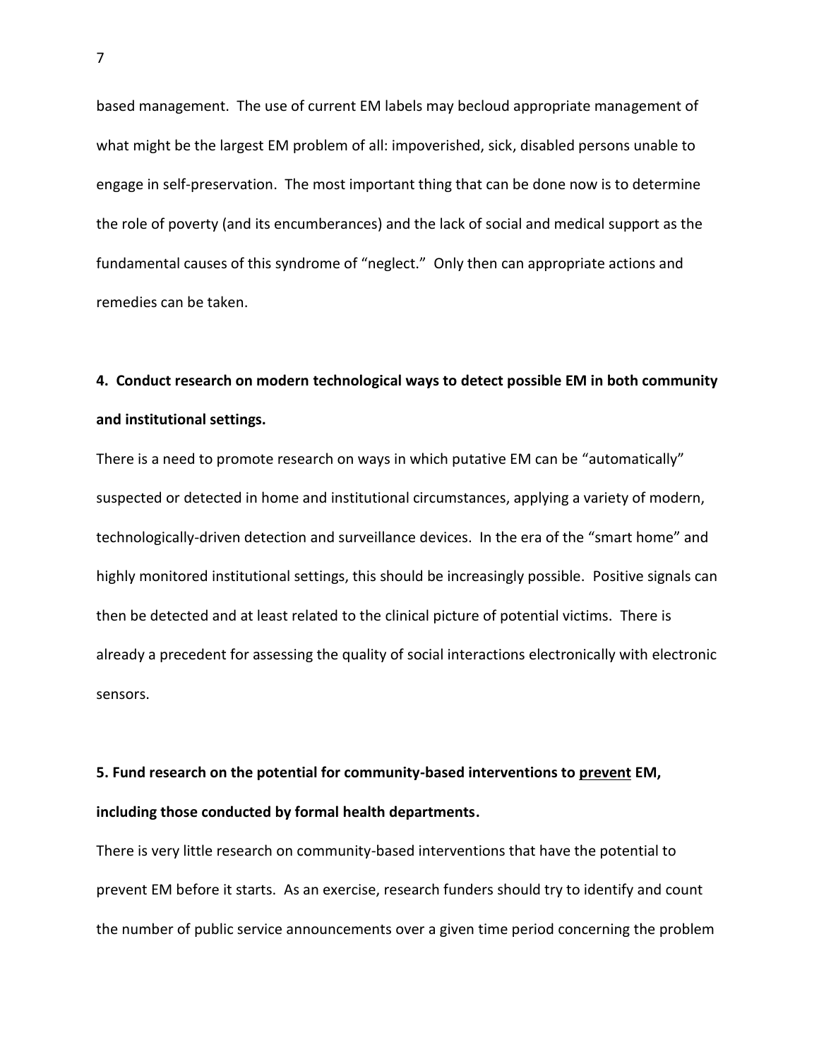based management. The use of current EM labels may becloud appropriate management of what might be the largest EM problem of all: impoverished, sick, disabled persons unable to engage in self-preservation. The most important thing that can be done now is to determine the role of poverty (and its encumberances) and the lack of social and medical support as the fundamental causes of this syndrome of "neglect." Only then can appropriate actions and remedies can be taken.

**4. Conduct research on modern technological ways to detect possible EM in both community and institutional settings.**

There is a need to promote research on ways in which putative EM can be "automatically" suspected or detected in home and institutional circumstances, applying a variety of modern, technologically-driven detection and surveillance devices. In the era of the "smart home" and highly monitored institutional settings, this should be increasingly possible. Positive signals can then be detected and at least related to the clinical picture of potential victims. There is already a precedent for assessing the quality of social interactions electronically with electronic sensors.

**5. Fund research on the potential for community-based interventions to <u>prevent</u> EM, including those conducted by formal health departments.**

There is very little research on community-based interventions that have the potential to prevent EM before it starts. As an exercise, research funders should try to identify and count the number of public service announcements over a given time period concerning the problem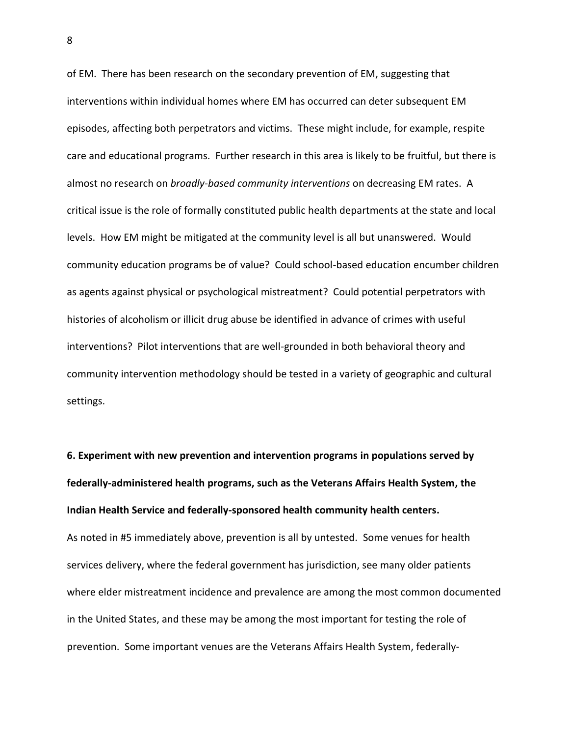of EM. There has been research on the secondary prevention of EM, suggesting that interventions within individual homes where EM has occurred can deter subsequent EM episodes, affecting both perpetrators and victims. These might include, for example, respite care and educational programs. Further research in this area is likely to be fruitful, but there is almost no research on *broadly-based community interventions* on decreasing EM rates. A critical issue is the role of formally constituted public health departments at the state and local levels. How EM might be mitigated at the community level is all but unanswered. Would community education programs be of value? Could school-based education encumber children as agents against physical or psychological mistreatment? Could potential perpetrators with histories of alcoholism or illicit drug abuse be identified in advance of crimes with useful interventions? Pilot interventions that are well-grounded in both behavioral theory and community intervention methodology should be tested in a variety of geographic and cultural settings.

**6. Experiment with new prevention and intervention programs in populations served by federally-administered health programs, such as the Veterans Affairs Health System, the Indian Health Service and federally-sponsored health community health centers.**

As noted in #5 immediately above, prevention is all by untested. Some venues for health services delivery, where the federal government has jurisdiction, see many older patients where elder mistreatment incidence and prevalence are among the most common documented in the United States, and these may be among the most important for testing the role of prevention. Some important venues are the Veterans Affairs Health System, federally-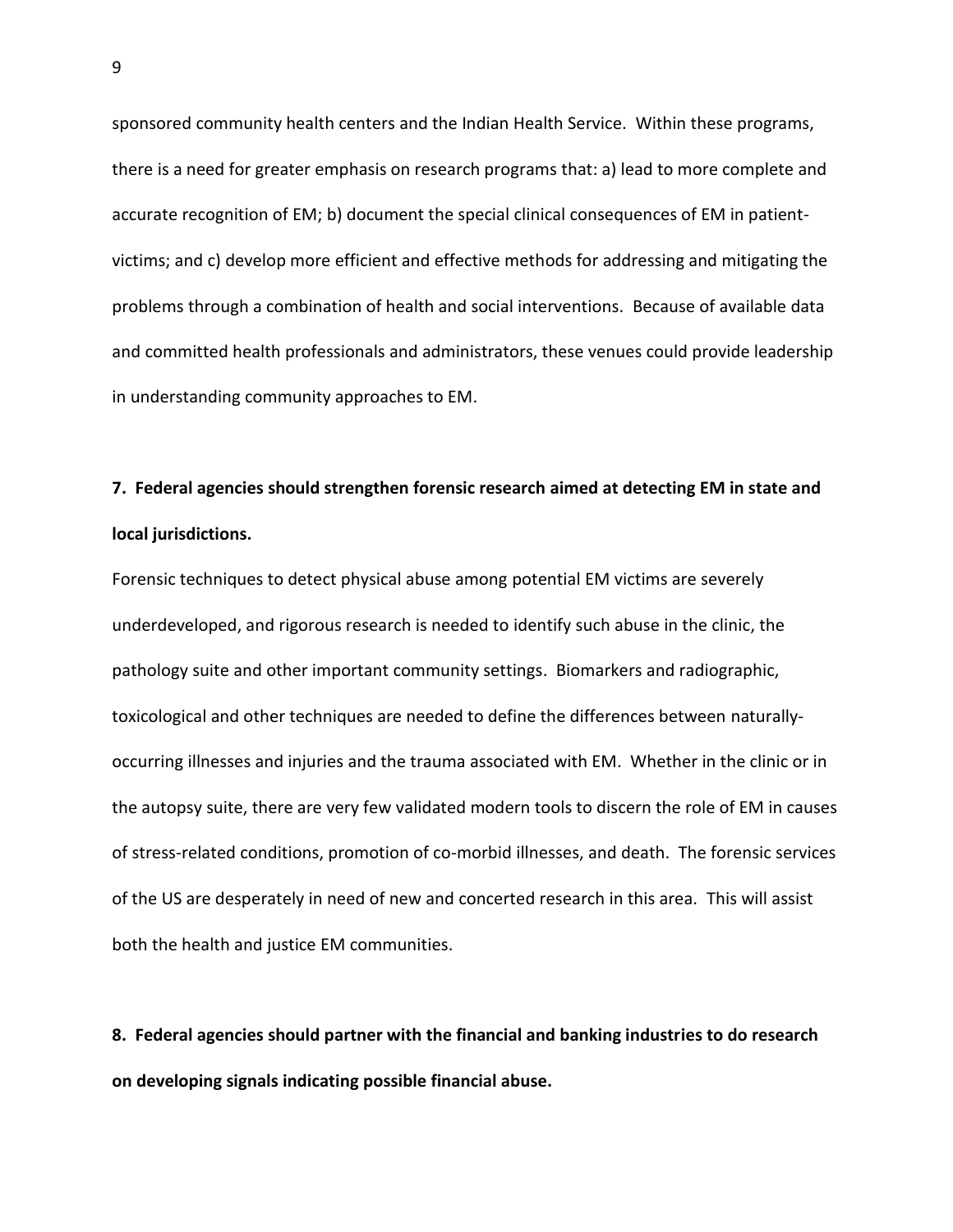sponsored community health centers and the Indian Health Service. Within these programs, there is a need for greater emphasis on research programs that: a) lead to more complete and accurate recognition of EM; b) document the special clinical consequences of EM in patient-victims; and c) develop more efficient and effective methods for addressing and mitigating the problems through a combination of health and social interventions. Because of available data and committed health professionals and administrators, these venues could provide leadership in understanding community approaches to EM.

**7. Federal agencies should strengthen forensic research aimed at detecting EM in state and local jurisdictions.**

Forensic techniques to detect physical abuse among potential EM victims are severely underdeveloped, and rigorous research is needed to identify such abuse in the clinic, the pathology suite and other important community settings. Biomarkers and radiographic, toxicological and other techniques are needed to define the differences between naturally-occurring illnesses and injuries and the trauma associated with EM. Whether in the clinic or in the autopsy suite, there are very few validated modern tools to discern the role of EM in causes of stress-related conditions, promotion of co-morbid illnesses, and death. The forensic services of the US are desperately in need of new and concerted research in this area. This will assist both the health and justice EM communities.

**8. Federal agencies should partner with the financial and banking industries to do research on developing signals indicating possible financial abuse.**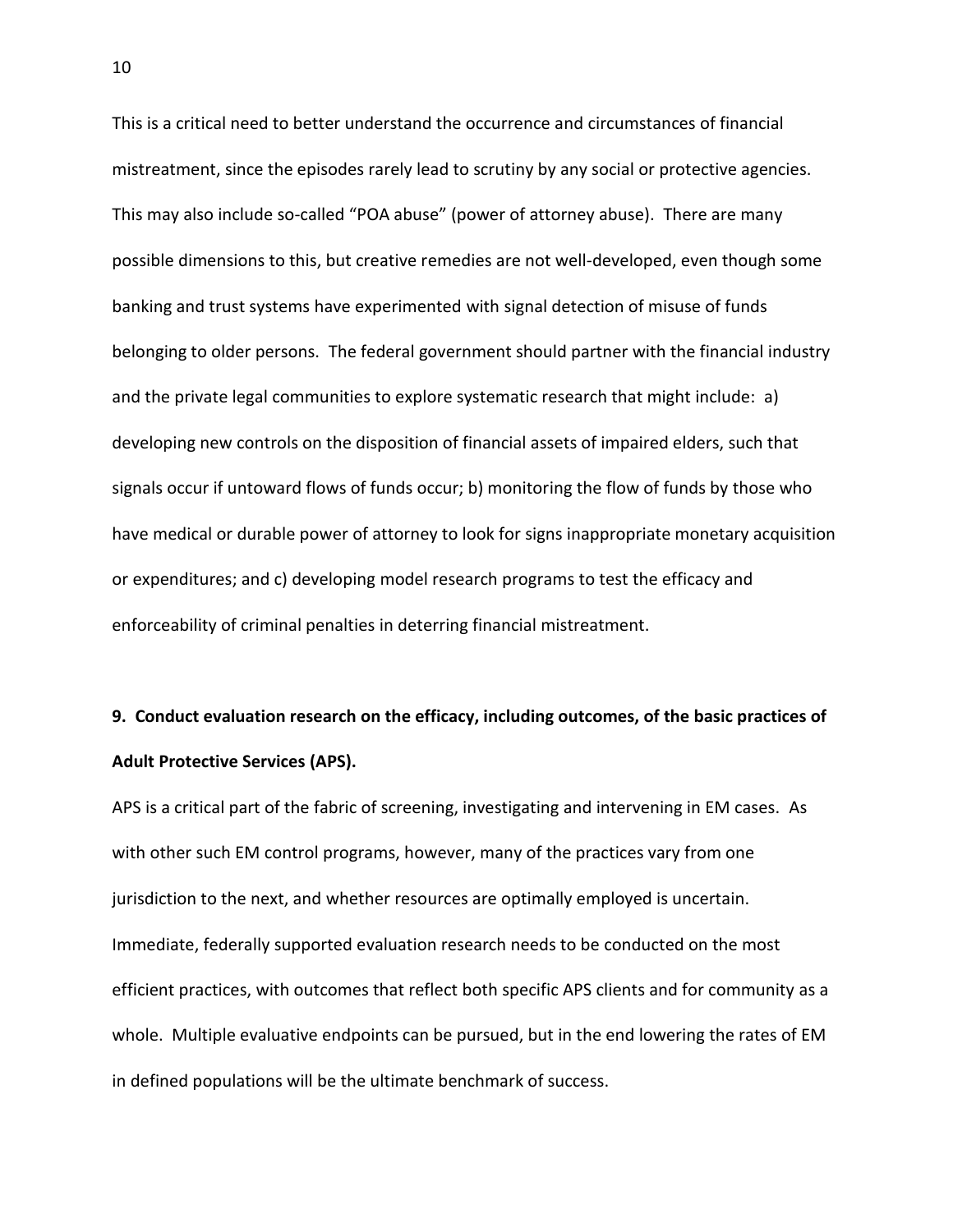This is a critical need to better understand the occurrence and circumstances of financial mistreatment, since the episodes rarely lead to scrutiny by any social or protective agencies. This may also include so-called "POA abuse" (power of attorney abuse). There are many possible dimensions to this, but creative remedies are not well-developed, even though some banking and trust systems have experimented with signal detection of misuse of funds belonging to older persons. The federal government should partner with the financial industry and the private legal communities to explore systematic research that might include: a) developing new controls on the disposition of financial assets of impaired elders, such that signals occur if untoward flows of funds occur; b) monitoring the flow of funds by those who have medical or durable power of attorney to look for signs inappropriate monetary acquisition or expenditures; and c) developing model research programs to test the efficacy and enforceability of criminal penalties in deterring financial mistreatment.

**9. Conduct evaluation research on the efficacy, including outcomes, of the basic practices of Adult Protective Services (APS).**

APS is a critical part of the fabric of screening, investigating and intervening in EM cases. As with other such EM control programs, however, many of the practices vary from one jurisdiction to the next, and whether resources are optimally employed is uncertain. Immediate, federally supported evaluation research needs to be conducted on the most efficient practices, with outcomes that reflect both specific APS clients and for community as a whole. Multiple evaluative endpoints can be pursued, but in the end lowering the rates of EM in defined populations will be the ultimate benchmark of success.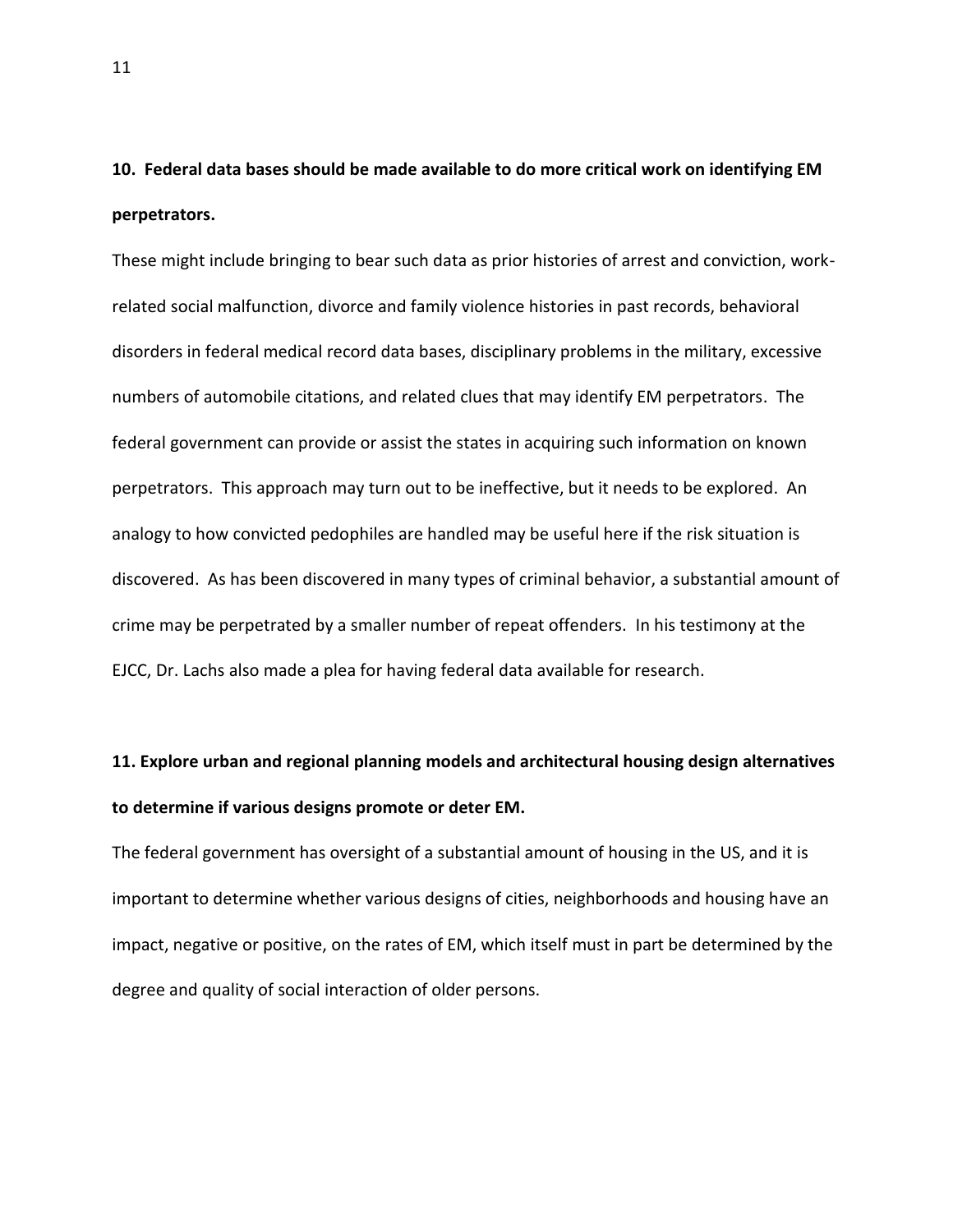**10. Federal data bases should be made available to do more critical work on identifying EM perpetrators.**

These might include bringing to bear such data as prior histories of arrest and conviction, work-related social malfunction, divorce and family violence histories in past records, behavioral disorders in federal medical record data bases, disciplinary problems in the military, excessive numbers of automobile citations, and related clues that may identify EM perpetrators. The federal government can provide or assist the states in acquiring such information on known perpetrators. This approach may turn out to be ineffective, but it needs to be explored. An analogy to how convicted pedophiles are handled may be useful here if the risk situation is discovered. As has been discovered in many types of criminal behavior, a substantial amount of crime may be perpetrated by a smaller number of repeat offenders. In his testimony at the EJCC, Dr. Lachs also made a plea for having federal data available for research.

**11. Explore urban and regional planning models and architectural housing design alternatives to determine if various designs promote or deter EM.**

The federal government has oversight of a substantial amount of housing in the US, and it is important to determine whether various designs of cities, neighborhoods and housing have an impact, negative or positive, on the rates of EM, which itself must in part be determined by the degree and quality of social interaction of older persons.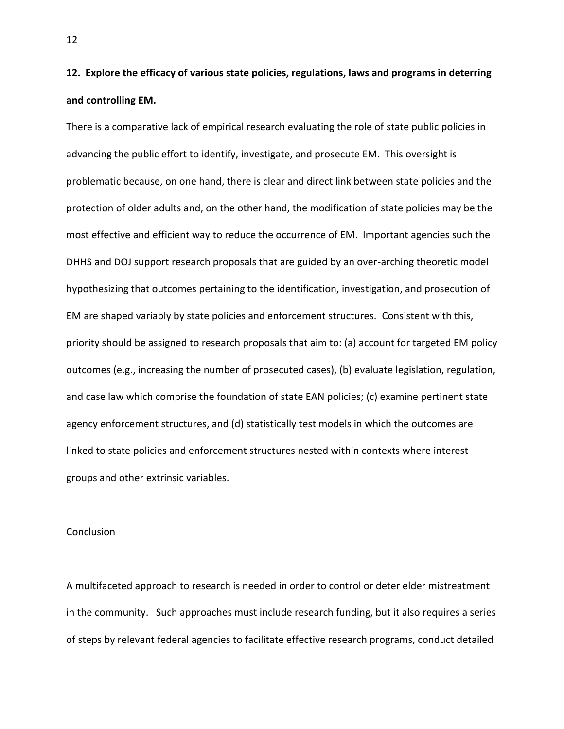**12. Explore the efficacy of various state policies, regulations, laws and programs in deterring and controlling EM.**

There is a comparative lack of empirical research evaluating the role of state public policies in advancing the public effort to identify, investigate, and prosecute EM. This oversight is problematic because, on one hand, there is clear and direct link between state policies and the protection of older adults and, on the other hand, the modification of state policies may be the most effective and efficient way to reduce the occurrence of EM. Important agencies such the DHHS and DOJ support research proposals that are guided by an over-arching theoretic model hypothesizing that outcomes pertaining to the identification, investigation, and prosecution of EM are shaped variably by state policies and enforcement structures. Consistent with this, priority should be assigned to research proposals that aim to: (a) account for targeted EM policy outcomes (e.g., increasing the number of prosecuted cases), (b) evaluate legislation, regulation, and case law which comprise the foundation of state EAN policies; (c) examine pertinent state agency enforcement structures, and (d) statistically test models in which the outcomes are linked to state policies and enforcement structures nested within contexts where interest groups and other extrinsic variables.

<u>Conclusion</u>

A multifaceted approach to research is needed in order to control or deter elder mistreatment in the community. Such approaches must include research funding, but it also requires a series of steps by relevant federal agencies to facilitate effective research programs, conduct detailed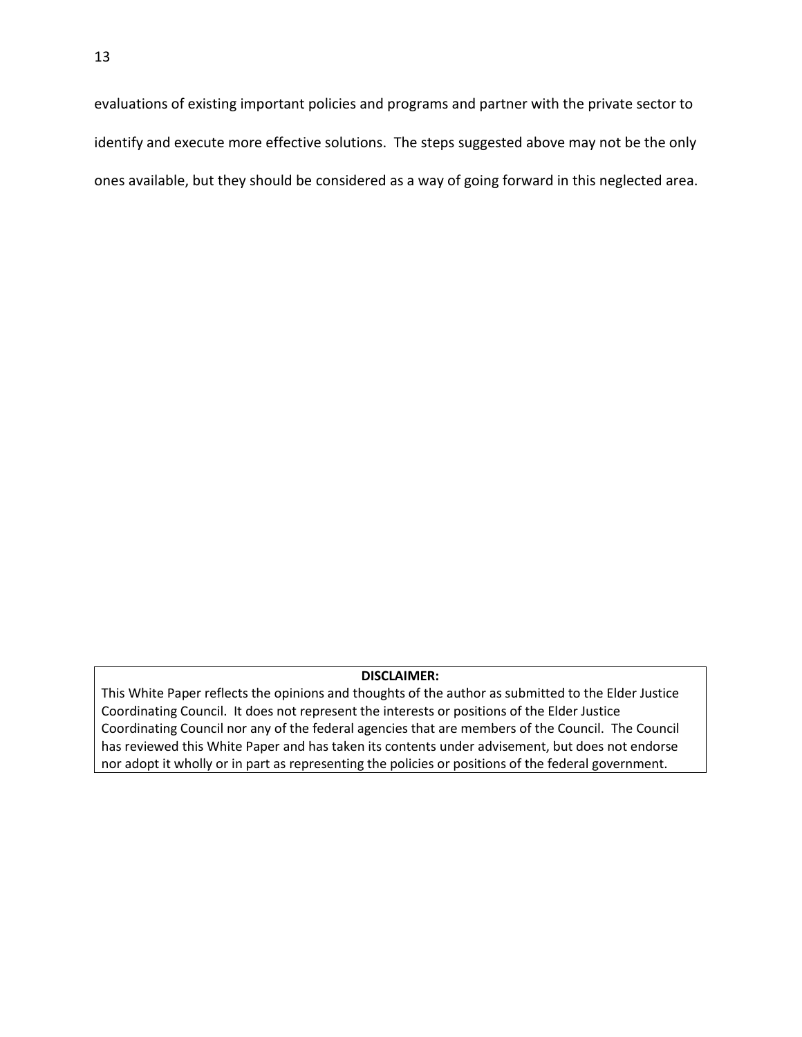evaluations of existing important policies and programs and partner with the private sector to identify and execute more effective solutions. The steps suggested above may not be the only ones available, but they should be considered as a way of going forward in this neglected area.

**DISCLAIMER:**

This White Paper reflects the opinions and thoughts of the author as submitted to the Elder Justice Coordinating Council. It does not represent the interests or positions of the Elder Justice Coordinating Council nor any of the federal agencies that are members of the Council. The Council has reviewed this White Paper and has taken its contents under advisement, but does not endorse nor adopt it wholly or in part as representing the policies or positions of the federal government.